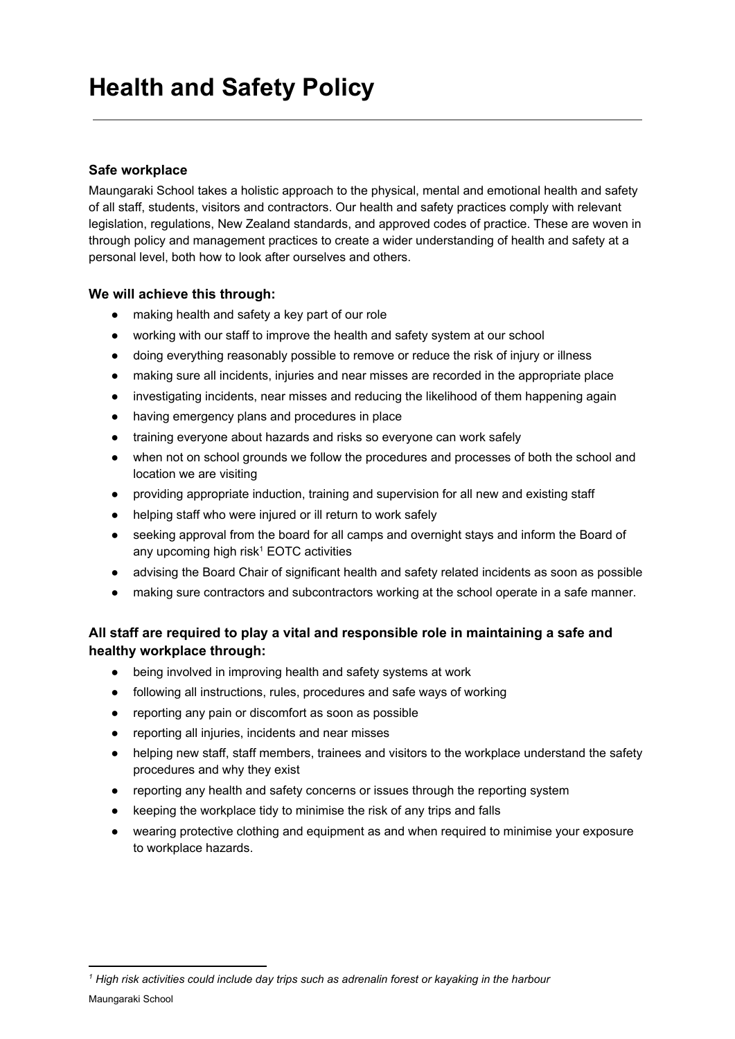# Health and Safety Policy

---

### Safe workplace

Maungaraki School takes a holistic approach to the physical, mental and emotional health and safety of all staff, students, visitors and contractors. Our health and safety practices comply with relevant legislation, regulations, New Zealand standards, and approved codes of practice. These are woven in through policy and management practices to create a wider understanding of health and safety at a personal level, both how to look after ourselves and others.

### We will achieve this through:

- making health and safety a key part of our role
- working with our staff to improve the health and safety system at our school
- doing everything reasonably possible to remove or reduce the risk of injury or illness
- making sure all incidents, injuries and near misses are recorded in the appropriate place
- investigating incidents, near misses and reducing the likelihood of them happening again
- having emergency plans and procedures in place
- training everyone about hazards and risks so everyone can work safely
- when not on school grounds we follow the procedures and processes of both the school and location we are visiting
- providing appropriate induction, training and supervision for all new and existing staff
- helping staff who were injured or ill return to work safely
- seeking approval from the board for all camps and overnight stays and inform the Board of any upcoming high risk[1] EOTC activities
- advising the Board Chair of significant health and safety related incidents as soon as possible
- making sure contractors and subcontractors working at the school operate in a safe manner.

### All staff are required to play a vital and responsible role in maintaining a safe and healthy workplace through:

- being involved in improving health and safety systems at work
- following all instructions, rules, procedures and safe ways of working
- reporting any pain or discomfort as soon as possible
- reporting all injuries, incidents and near misses
- helping new staff, staff members, trainees and visitors to the workplace understand the safety procedures and why they exist
- reporting any health and safety concerns or issues through the reporting system
- keeping the workplace tidy to minimise the risk of any trips and falls
- wearing protective clothing and equipment as and when required to minimise your exposure to workplace hazards.

---

[1] *High risk activities could include day trips such as adrenalin forest or kayaking in the harbour*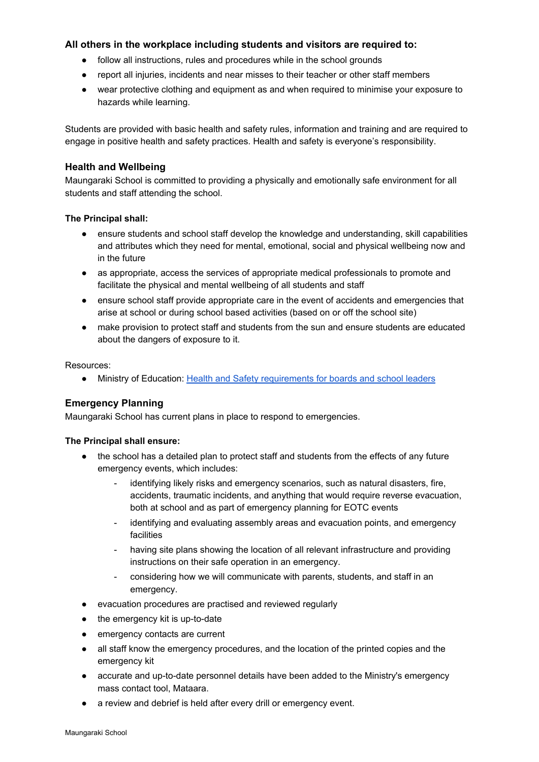### All others in the workplace including students and visitors are required to:

- follow all instructions, rules and procedures while in the school grounds
- report all injuries, incidents and near misses to their teacher or other staff members
- wear protective clothing and equipment as and when required to minimise your exposure to hazards while learning.

Students are provided with basic health and safety rules, information and training and are required to engage in positive health and safety practices. Health and safety is everyone's responsibility.

## Health and Wellbeing

Maungaraki School is committed to providing a physically and emotionally safe environment for all students and staff attending the school.

**The Principal shall:**

- ensure students and school staff develop the knowledge and understanding, skill capabilities and attributes which they need for mental, emotional, social and physical wellbeing now and in the future
- as appropriate, access the services of appropriate medical professionals to promote and facilitate the physical and mental wellbeing of all students and staff
- ensure school staff provide appropriate care in the event of accidents and emergencies that arise at school or during school based activities (based on or off the school site)
- make provision to protect staff and students from the sun and ensure students are educated about the dangers of exposure to it.

Resources:

- Ministry of Education: [Health and Safety requirements for boards and school leaders]()

## Emergency Planning

Maungaraki School has current plans in place to respond to emergencies.

**The Principal shall ensure:**

- the school has a detailed plan to protect staff and students from the effects of any future emergency events, which includes:
  - identifying likely risks and emergency scenarios, such as natural disasters, fire, accidents, traumatic incidents, and anything that would require reverse evacuation, both at school and as part of emergency planning for EOTC events
  - identifying and evaluating assembly areas and evacuation points, and emergency facilities
  - having site plans showing the location of all relevant infrastructure and providing instructions on their safe operation in an emergency.
  - considering how we will communicate with parents, students, and staff in an emergency.
- evacuation procedures are practised and reviewed regularly
- the emergency kit is up-to-date
- emergency contacts are current
- all staff know the emergency procedures, and the location of the printed copies and the emergency kit
- accurate and up-to-date personnel details have been added to the Ministry's emergency mass contact tool, Mataara.
- a review and debrief is held after every drill or emergency event.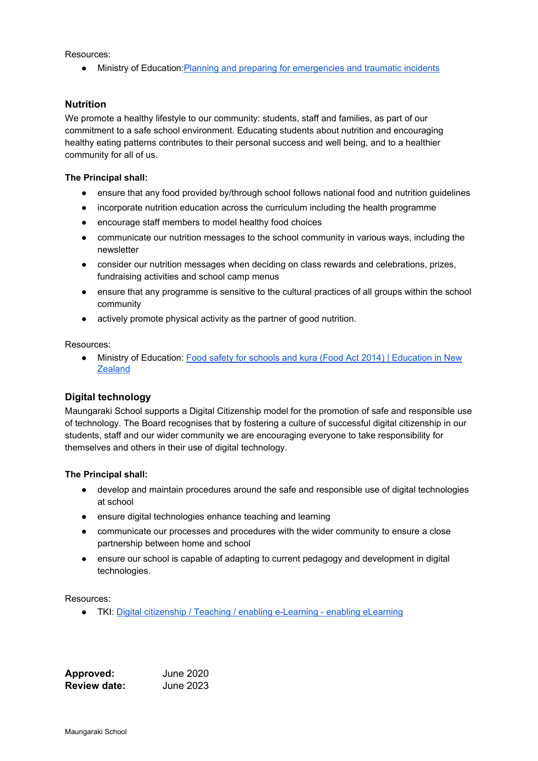Resources:

- Ministry of Education:[Planning and preparing for emergencies and traumatic incidents]

### Nutrition

We promote a healthy lifestyle to our community: students, staff and families, as part of our commitment to a safe school environment. Educating students about nutrition and encouraging healthy eating patterns contributes to their personal success and well being, and to a healthier community for all of us.

**The Principal shall:**

- ensure that any food provided by/through school follows national food and nutrition guidelines
- incorporate nutrition education across the curriculum including the health programme
- encourage staff members to model healthy food choices
- communicate our nutrition messages to the school community in various ways, including the newsletter
- consider our nutrition messages when deciding on class rewards and celebrations, prizes, fundraising activities and school camp menus
- ensure that any programme is sensitive to the cultural practices of all groups within the school community
- actively promote physical activity as the partner of good nutrition.

Resources:

- Ministry of Education: Food safety for schools and kura (Food Act 2014) | Education in New Zealand

### Digital technology

Maungaraki School supports a Digital Citizenship model for the promotion of safe and responsible use of technology. The Board recognises that by fostering a culture of successful digital citizenship in our students, staff and our wider community we are encouraging everyone to take responsibility for themselves and others in their use of digital technology.

**The Principal shall:**

- develop and maintain procedures around the safe and responsible use of digital technologies at school
- ensure digital technologies enhance teaching and learning
- communicate our processes and procedures with the wider community to ensure a close partnership between home and school
- ensure our school is capable of adapting to current pedagogy and development in digital technologies.

Resources:

- TKI: Digital citizenship / Teaching / enabling e-Learning - enabling eLearning

**Approved:** June 2020
**Review date:** June 2023